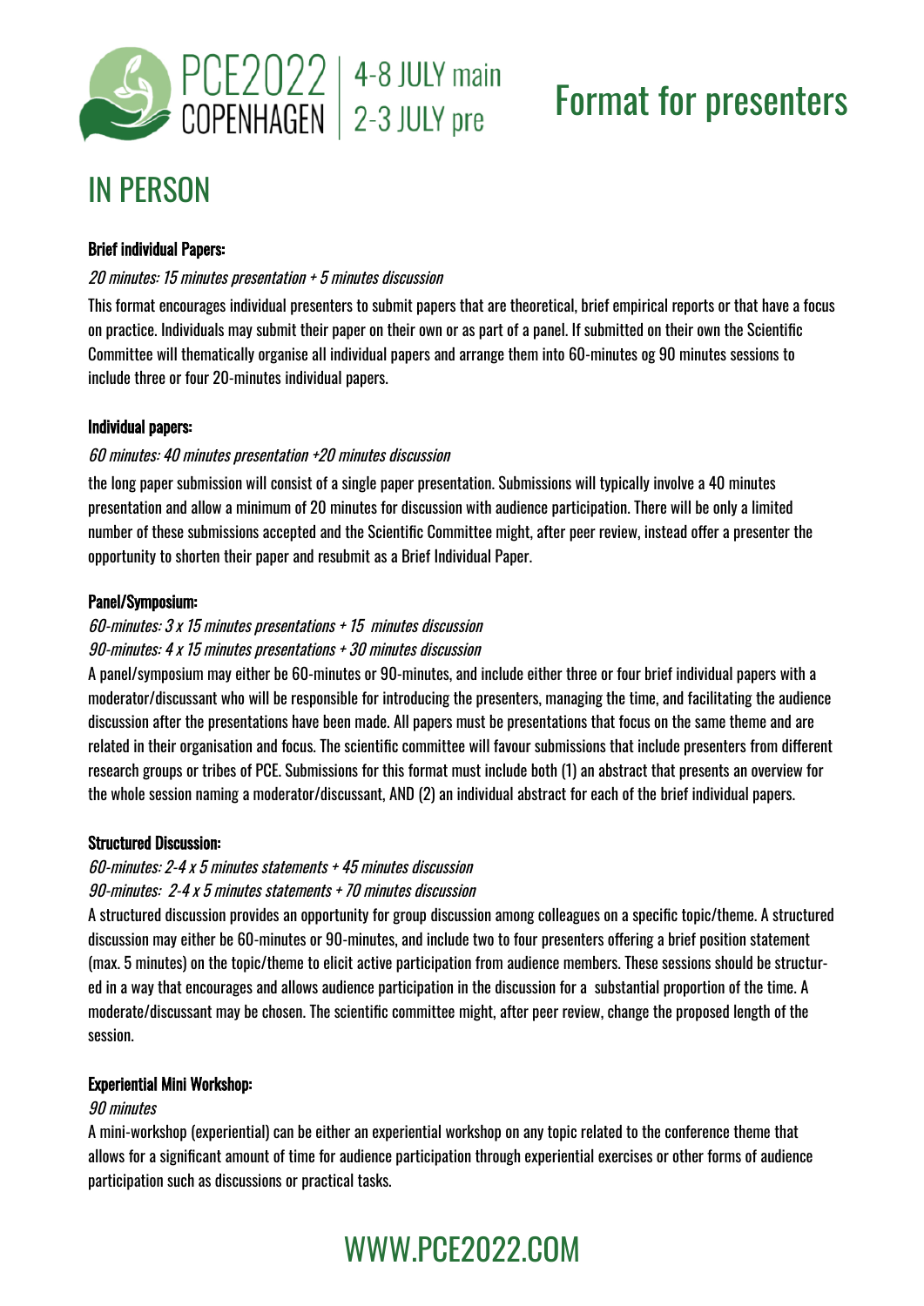PCE2022 COPENHAGEN | 4-8 JULY main 2-3 JULY pre

# Format for presenters

## IN PERSON

**Brief individual Papers:**

*20 minutes: 15 minutes presentation + 5 minutes discussion*

This format encourages individual presenters to submit papers that are theoretical, brief empirical reports or that have a focus on practice. Individuals may submit their paper on their own or as part of a panel. If submitted on their own the Scientific Committee will thematically organise all individual papers and arrange them into 60-minutes og 90 minutes sessions to include three or four 20-minutes individual papers.

**Individual papers:**

*60 minutes: 40 minutes presentation +20 minutes discussion*

the long paper submission will consist of a single paper presentation. Submissions will typically involve a 40 minutes presentation and allow a minimum of 20 minutes for discussion with audience participation. There will be only a limited number of these submissions accepted and the Scientific Committee might, after peer review, instead offer a presenter the opportunity to shorten their paper and resubmit as a Brief Individual Paper.

**Panel/Symposium:**

*60-minutes: 3 x 15 minutes presentations + 15 minutes discussion*
*90-minutes: 4 x 15 minutes presentations + 30 minutes discussion*

A panel/symposium may either be 60-minutes or 90-minutes, and include either three or four brief individual papers with a moderator/discussant who will be responsible for introducing the presenters, managing the time, and facilitating the audience discussion after the presentations have been made. All papers must be presentations that focus on the same theme and are related in their organisation and focus. The scientific committee will favour submissions that include presenters from different research groups or tribes of PCE. Submissions for this format must include both (1) an abstract that presents an overview for the whole session naming a moderator/discussant, AND (2) an individual abstract for each of the brief individual papers.

**Structured Discussion:**

*60-minutes: 2-4 x 5 minutes statements + 45 minutes discussion*
*90-minutes: 2-4 x 5 minutes statements + 70 minutes discussion*

A structured discussion provides an opportunity for group discussion among colleagues on a specific topic/theme. A structured discussion may either be 60-minutes or 90-minutes, and include two to four presenters offering a brief position statement (max. 5 minutes) on the topic/theme to elicit active participation from audience members. These sessions should be structured in a way that encourages and allows audience participation in the discussion for a substantial proportion of the time. A moderate/discussant may be chosen. The scientific committee might, after peer review, change the proposed length of the session.

**Experiential Mini Workshop:**

*90 minutes*

A mini-workshop (experiential) can be either an experiential workshop on any topic related to the conference theme that allows for a significant amount of time for audience participation through experiential exercises or other forms of audience participation such as discussions or practical tasks.

WWW.PCE2022.COM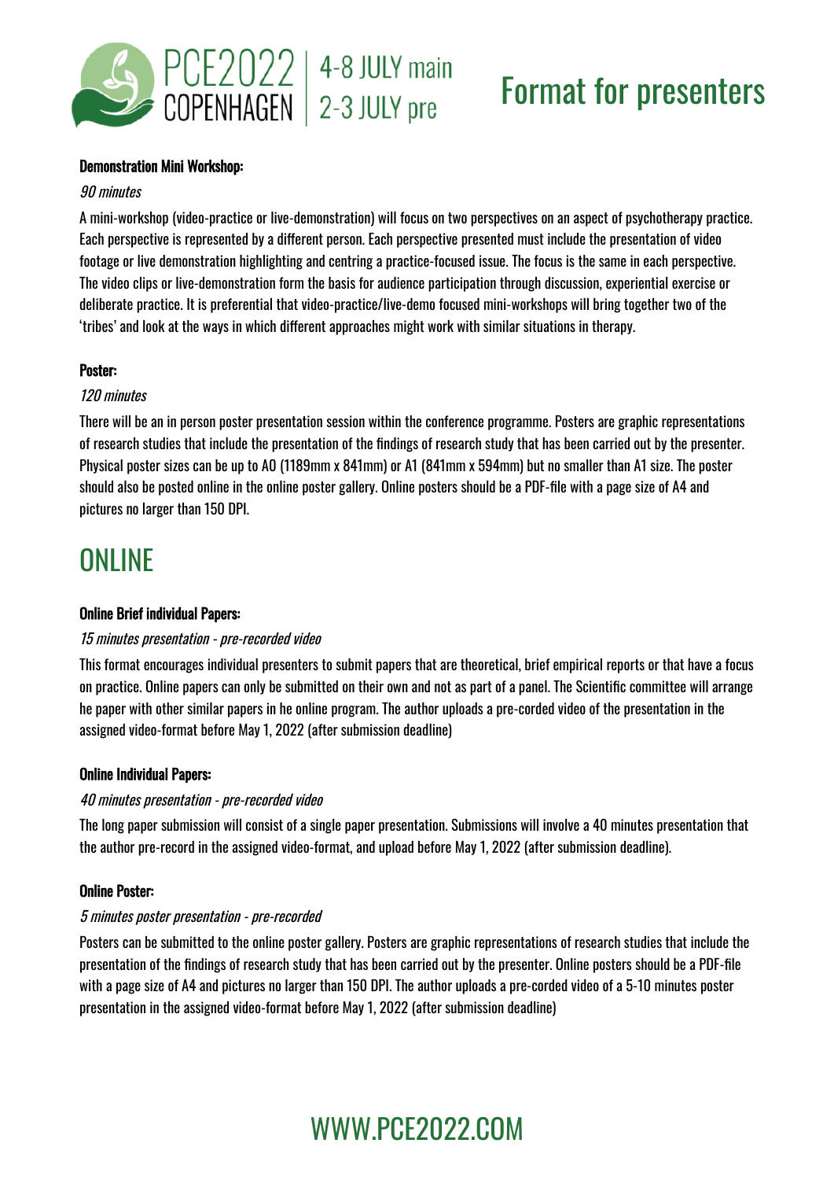# Format for presenters

**Demonstration Mini Workshop:**

*90 minutes*

A mini-workshop (video-practice or live-demonstration) will focus on two perspectives on an aspect of psychotherapy practice. Each perspective is represented by a different person. Each perspective presented must include the presentation of video footage or live demonstration highlighting and centring a practice-focused issue. The focus is the same in each perspective. The video clips or live-demonstration form the basis for audience participation through discussion, experiential exercise or deliberate practice. It is preferential that video-practice/live-demo focused mini-workshops will bring together two of the 'tribes' and look at the ways in which different approaches might work with similar situations in therapy.

**Poster:**

*120 minutes*

There will be an in person poster presentation session within the conference programme. Posters are graphic representations of research studies that include the presentation of the findings of research study that has been carried out by the presenter. Physical poster sizes can be up to A0 (1189mm x 841mm) or A1 (841mm x 594mm) but no smaller than A1 size. The poster should also be posted online in the online poster gallery. Online posters should be a PDF-file with a page size of A4 and pictures no larger than 150 DPI.

## ONLINE

**Online Brief individual Papers:**

*15 minutes presentation - pre-recorded video*

This format encourages individual presenters to submit papers that are theoretical, brief empirical reports or that have a focus on practice. Online papers can only be submitted on their own and not as part of a panel. The Scientific committee will arrange he paper with other similar papers in he online program. The author uploads a pre-corded video of the presentation in the assigned video-format before May 1, 2022 (after submission deadline)

**Online Individual Papers:**

*40 minutes presentation - pre-recorded video*

The long paper submission will consist of a single paper presentation. Submissions will involve a 40 minutes presentation that the author pre-record in the assigned video-format, and upload before May 1, 2022 (after submission deadline).

**Online Poster:**

*5 minutes poster presentation - pre-recorded*

Posters can be submitted to the online poster gallery. Posters are graphic representations of research studies that include the presentation of the findings of research study that has been carried out by the presenter. Online posters should be a PDF-file with a page size of A4 and pictures no larger than 150 DPI. The author uploads a pre-corded video of a 5-10 minutes poster presentation in the assigned video-format before May 1, 2022 (after submission deadline)